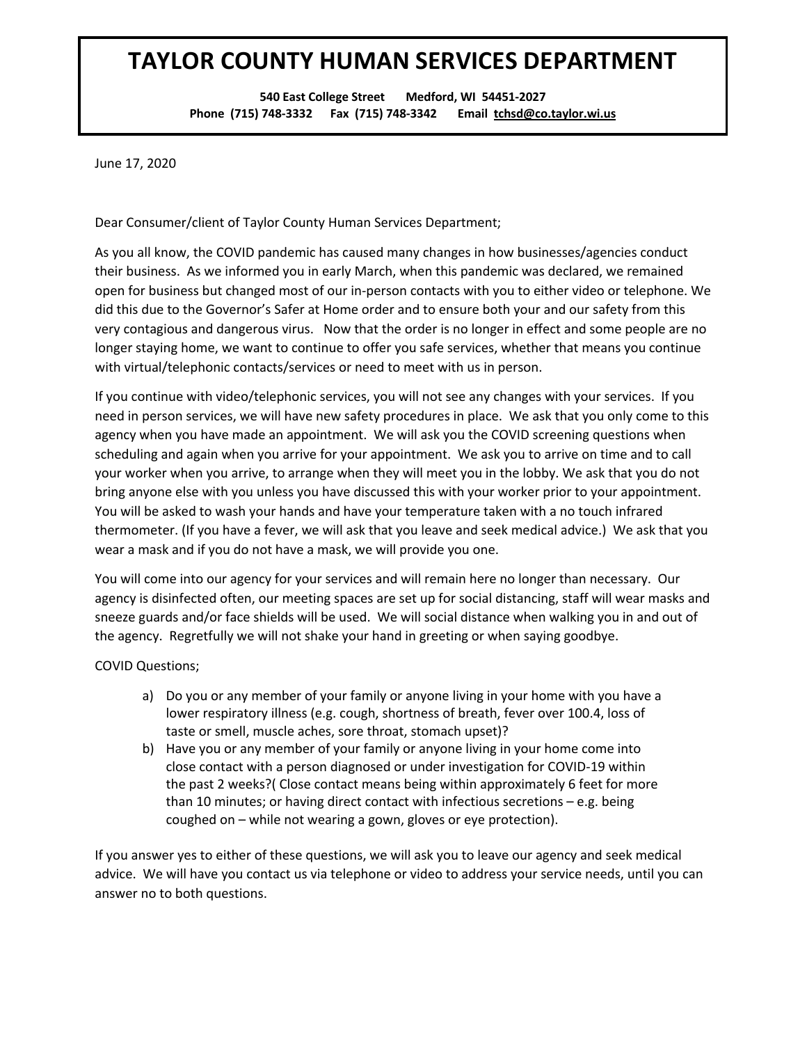# TAYLOR COUNTY HUMAN SERVICES DEPARTMENT

**540 East College Street Medford, WI 54451-2027**
**Phone (715) 748-3332 Fax (715) 748-3342 Email tchsd@co.taylor.wi.us**

June 17, 2020

Dear Consumer/client of Taylor County Human Services Department;

As you all know, the COVID pandemic has caused many changes in how businesses/agencies conduct their business. As we informed you in early March, when this pandemic was declared, we remained open for business but changed most of our in-person contacts with you to either video or telephone. We did this due to the Governor's Safer at Home order and to ensure both your and our safety from this very contagious and dangerous virus. Now that the order is no longer in effect and some people are no longer staying home, we want to continue to offer you safe services, whether that means you continue with virtual/telephonic contacts/services or need to meet with us in person.

If you continue with video/telephonic services, you will not see any changes with your services. If you need in person services, we will have new safety procedures in place. We ask that you only come to this agency when you have made an appointment. We will ask you the COVID screening questions when scheduling and again when you arrive for your appointment. We ask you to arrive on time and to call your worker when you arrive, to arrange when they will meet you in the lobby. We ask that you do not bring anyone else with you unless you have discussed this with your worker prior to your appointment. You will be asked to wash your hands and have your temperature taken with a no touch infrared thermometer. (If you have a fever, we will ask that you leave and seek medical advice.) We ask that you wear a mask and if you do not have a mask, we will provide you one.

You will come into our agency for your services and will remain here no longer than necessary. Our agency is disinfected often, our meeting spaces are set up for social distancing, staff will wear masks and sneeze guards and/or face shields will be used. We will social distance when walking you in and out of the agency. Regretfully we will not shake your hand in greeting or when saying goodbye.

COVID Questions;

a) Do you or any member of your family or anyone living in your home with you have a lower respiratory illness (e.g. cough, shortness of breath, fever over 100.4, loss of taste or smell, muscle aches, sore throat, stomach upset)?
b) Have you or any member of your family or anyone living in your home come into close contact with a person diagnosed or under investigation for COVID-19 within the past 2 weeks?( Close contact means being within approximately 6 feet for more than 10 minutes; or having direct contact with infectious secretions – e.g. being coughed on – while not wearing a gown, gloves or eye protection).

If you answer yes to either of these questions, we will ask you to leave our agency and seek medical advice. We will have you contact us via telephone or video to address your service needs, until you can answer no to both questions.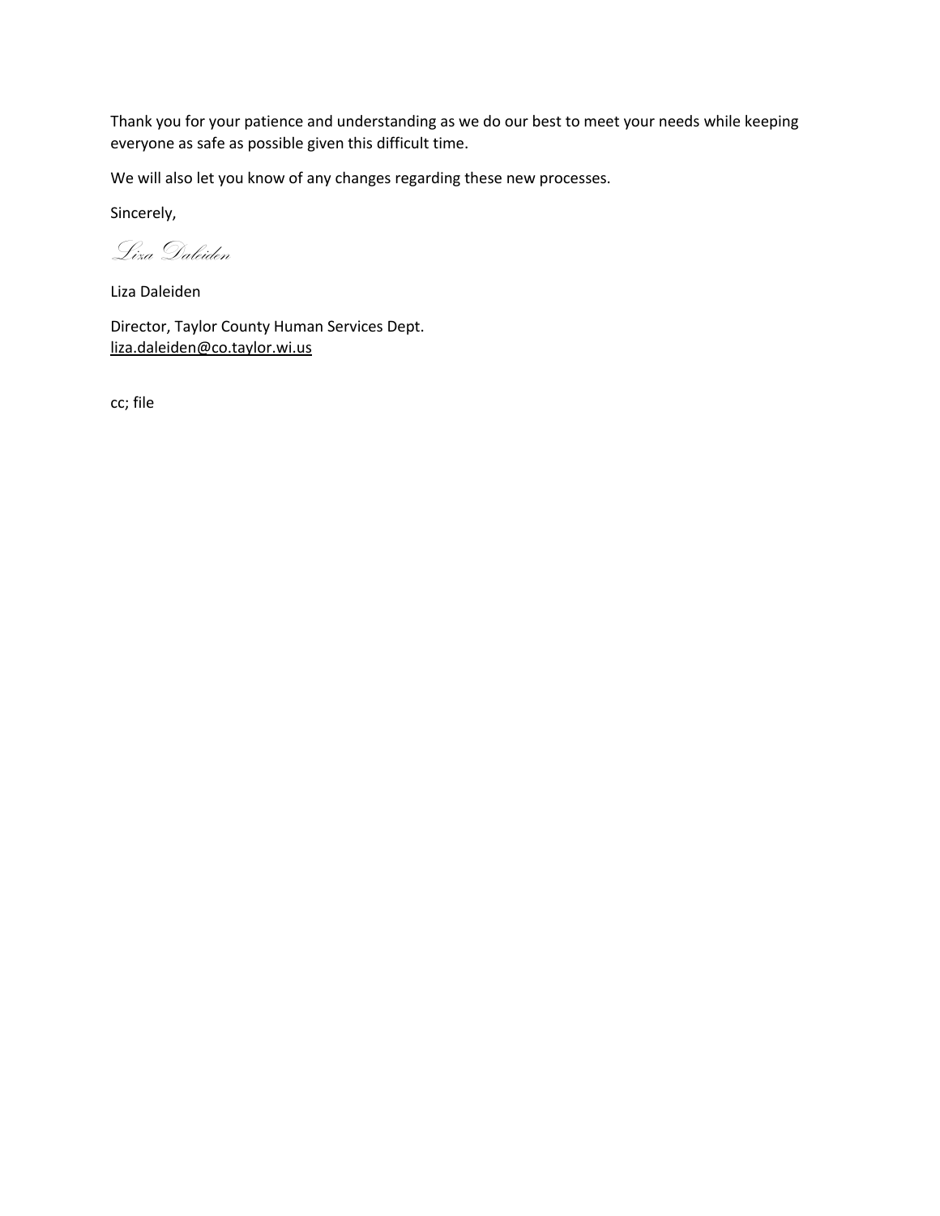Thank you for your patience and understanding as we do our best to meet your needs while keeping everyone as safe as possible given this difficult time.

We will also let you know of any changes regarding these new processes.

Sincerely,

*Liza Daleiden*

Liza Daleiden

Director, Taylor County Human Services Dept.
liza.daleiden@co.taylor.wi.us

cc; file